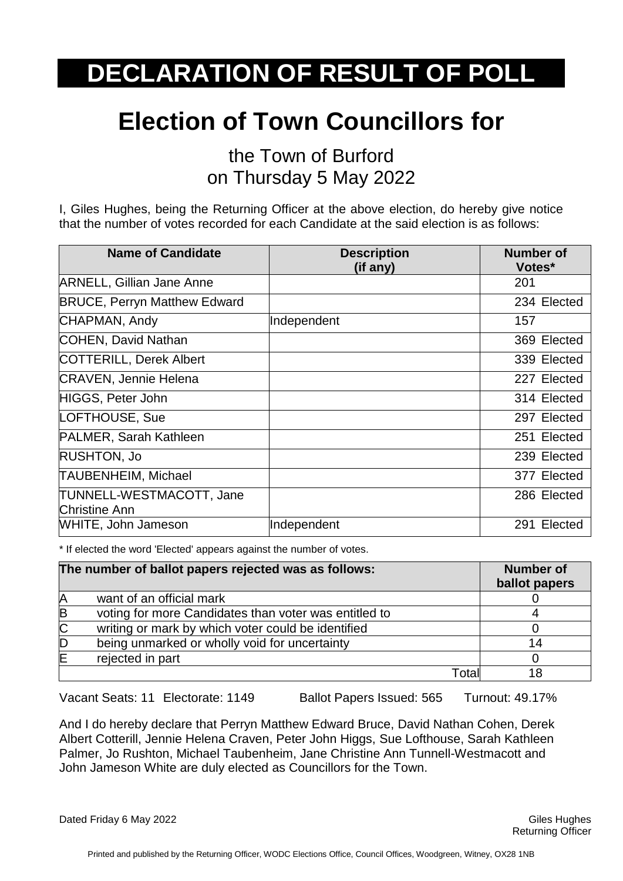# DECLARATION OF RESULT OF POLL

## Election of Town Councillors for

the Town of Burford
on Thursday 5 May 2022

I, Giles Hughes, being the Returning Officer at the above election, do hereby give notice that the number of votes recorded for each Candidate at the said election is as follows:

| Name of Candidate | Description (if any) | Number of Votes* |
|---|---|---|
| ARNELL, Gillian Jane Anne | | 201 |
| BRUCE, Perryn Matthew Edward | | 234 Elected |
| CHAPMAN, Andy | Independent | 157 |
| COHEN, David Nathan | | 369 Elected |
| COTTERILL, Derek Albert | | 339 Elected |
| CRAVEN, Jennie Helena | | 227 Elected |
| HIGGS, Peter John | | 314 Elected |
| LOFTHOUSE, Sue | | 297 Elected |
| PALMER, Sarah Kathleen | | 251 Elected |
| RUSHTON, Jo | | 239 Elected |
| TAUBENHEIM, Michael | | 377 Elected |
| TUNNELL-WESTMACOTT, Jane Christine Ann | | 286 Elected |
| WHITE, John Jameson | Independent | 291 Elected |

\* If elected the word 'Elected' appears against the number of votes.

| The number of ballot papers rejected was as follows: | | Number of ballot papers |
|---|---|---|
| A | want of an official mark | 0 |
| B | voting for more Candidates than voter was entitled to | 4 |
| C | writing or mark by which voter could be identified | 0 |
| D | being unmarked or wholly void for uncertainty | 14 |
| E | rejected in part | 0 |
| | Total | 18 |

Vacant Seats: 11 Electorate: 1149 Ballot Papers Issued: 565 Turnout: 49.17%

And I do hereby declare that Perryn Matthew Edward Bruce, David Nathan Cohen, Derek Albert Cotterill, Jennie Helena Craven, Peter John Higgs, Sue Lofthouse, Sarah Kathleen Palmer, Jo Rushton, Michael Taubenheim, Jane Christine Ann Tunnell-Westmacott and John Jameson White are duly elected as Councillors for the Town.

Dated Friday 6 May 2022

Giles Hughes
Returning Officer

Printed and published by the Returning Officer, WODC Elections Office, Council Offices, Woodgreen, Witney, OX28 1NB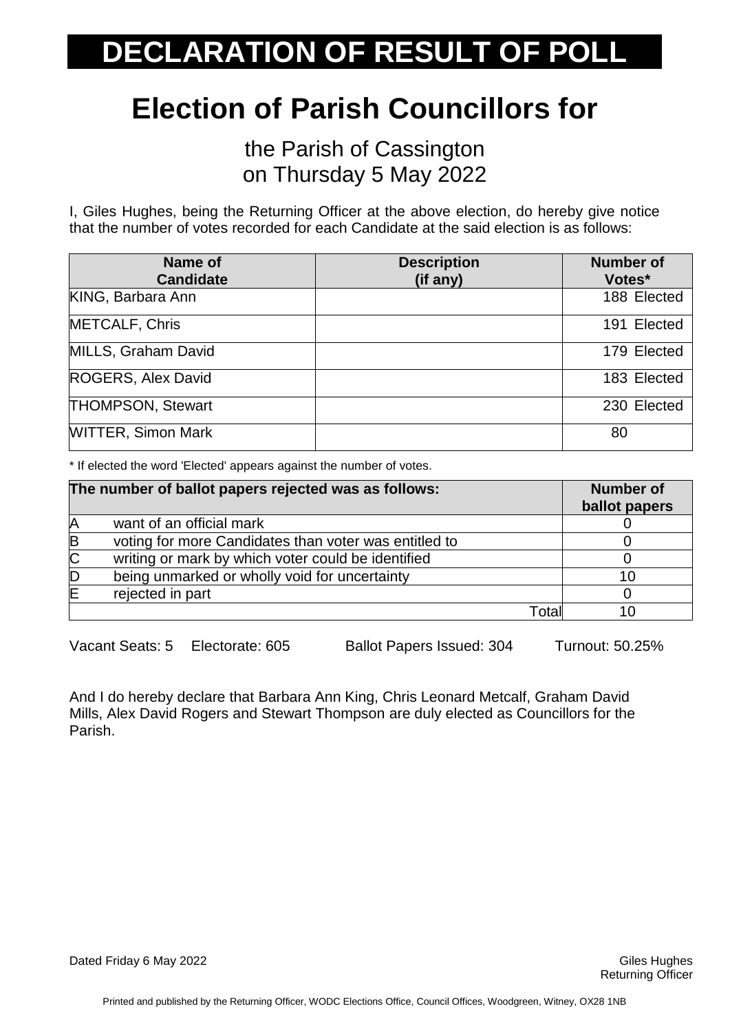# DECLARATION OF RESULT OF POLL

## Election of Parish Councillors for

the Parish of Cassington
on Thursday 5 May 2022

I, Giles Hughes, being the Returning Officer at the above election, do hereby give notice that the number of votes recorded for each Candidate at the said election is as follows:

| Name of Candidate | Description (if any) | Number of Votes* |
|---|---|---|
| KING, Barbara Ann | | 188 Elected |
| METCALF, Chris | | 191 Elected |
| MILLS, Graham David | | 179 Elected |
| ROGERS, Alex David | | 183 Elected |
| THOMPSON, Stewart | | 230 Elected |
| WITTER, Simon Mark | | 80 |

* If elected the word 'Elected' appears against the number of votes.

| The number of ballot papers rejected was as follows: | | Number of ballot papers |
|---|---|---|
| A | want of an official mark | 0 |
| B | voting for more Candidates than voter was entitled to | 0 |
| C | writing or mark by which voter could be identified | 0 |
| D | being unmarked or wholly void for uncertainty | 10 |
| E | rejected in part | 0 |
| | Total | 10 |

Vacant Seats: 5 Electorate: 605 Ballot Papers Issued: 304 Turnout: 50.25%

And I do hereby declare that Barbara Ann King, Chris Leonard Metcalf, Graham David Mills, Alex David Rogers and Stewart Thompson are duly elected as Councillors for the Parish.

Dated Friday 6 May 2022

Giles Hughes
Returning Officer

Printed and published by the Returning Officer, WODC Elections Office, Council Offices, Woodgreen, Witney, OX28 1NB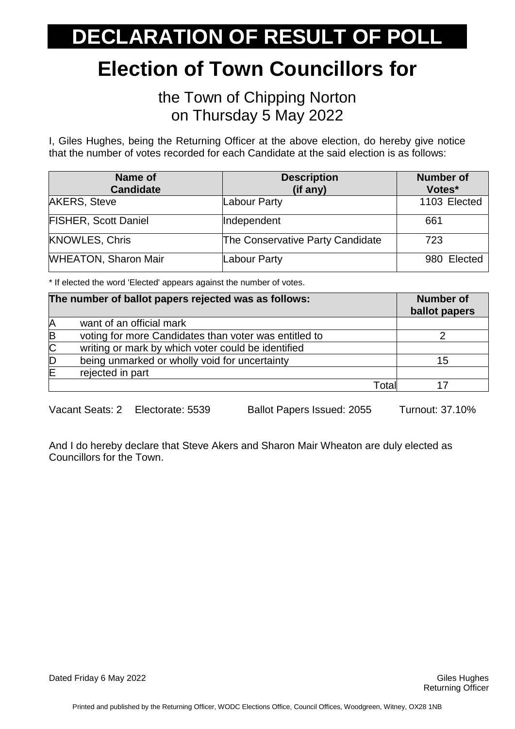# DECLARATION OF RESULT OF POLL

# Election of Town Councillors for

the Town of Chipping Norton
on Thursday 5 May 2022

I, Giles Hughes, being the Returning Officer at the above election, do hereby give notice that the number of votes recorded for each Candidate at the said election is as follows:

| Name of Candidate | Description (if any) | Number of Votes* |
|---|---|---|
| AKERS, Steve | Labour Party | 1103 Elected |
| FISHER, Scott Daniel | Independent | 661 |
| KNOWLES, Chris | The Conservative Party Candidate | 723 |
| WHEATON, Sharon Mair | Labour Party | 980 Elected |

* If elected the word 'Elected' appears against the number of votes.

| The number of ballot papers rejected was as follows: | | Number of ballot papers |
|---|---|---|
| A | want of an official mark | |
| B | voting for more Candidates than voter was entitled to | 2 |
| C | writing or mark by which voter could be identified | |
| D | being unmarked or wholly void for uncertainty | 15 |
| E | rejected in part | |
| | Total | 17 |

Vacant Seats: 2 Electorate: 5539 Ballot Papers Issued: 2055 Turnout: 37.10%

And I do hereby declare that Steve Akers and Sharon Mair Wheaton are duly elected as Councillors for the Town.

Dated Friday 6 May 2022

Giles Hughes
Returning Officer

Printed and published by the Returning Officer, WODC Elections Office, Council Offices, Woodgreen, Witney, OX28 1NB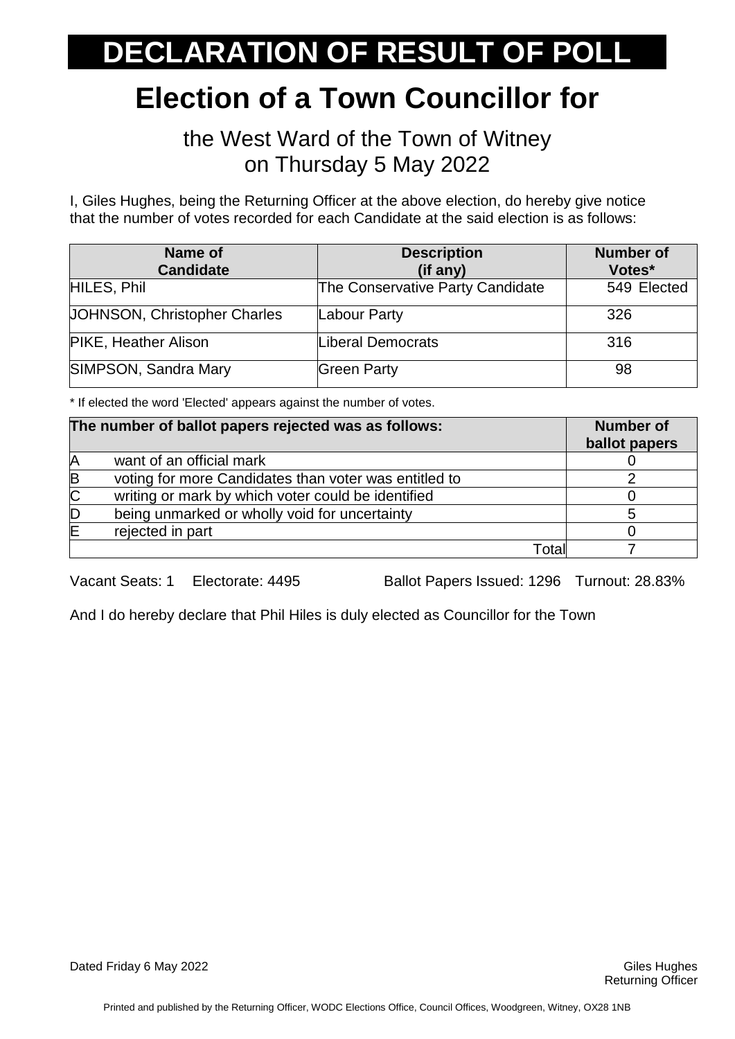# DECLARATION OF RESULT OF POLL

## Election of a Town Councillor for

the West Ward of the Town of Witney
on Thursday 5 May 2022

I, Giles Hughes, being the Returning Officer at the above election, do hereby give notice that the number of votes recorded for each Candidate at the said election is as follows:

| Name of Candidate | Description (if any) | Number of Votes* |
|---|---|---|
| HILES, Phil | The Conservative Party Candidate | 549 Elected |
| JOHNSON, Christopher Charles | Labour Party | 326 |
| PIKE, Heather Alison | Liberal Democrats | 316 |
| SIMPSON, Sandra Mary | Green Party | 98 |

* If elected the word 'Elected' appears against the number of votes.

| The number of ballot papers rejected was as follows: | | Number of ballot papers |
|---|---|---|
| A | want of an official mark | 0 |
| B | voting for more Candidates than voter was entitled to | 2 |
| C | writing or mark by which voter could be identified | 0 |
| D | being unmarked or wholly void for uncertainty | 5 |
| E | rejected in part | 0 |
| | Total | 7 |

Vacant Seats: 1 Electorate: 4495 Ballot Papers Issued: 1296 Turnout: 28.83%

And I do hereby declare that Phil Hiles is duly elected as Councillor for the Town

Dated Friday 6 May 2022

Giles Hughes
Returning Officer

Printed and published by the Returning Officer, WODC Elections Office, Council Offices, Woodgreen, Witney, OX28 1NB